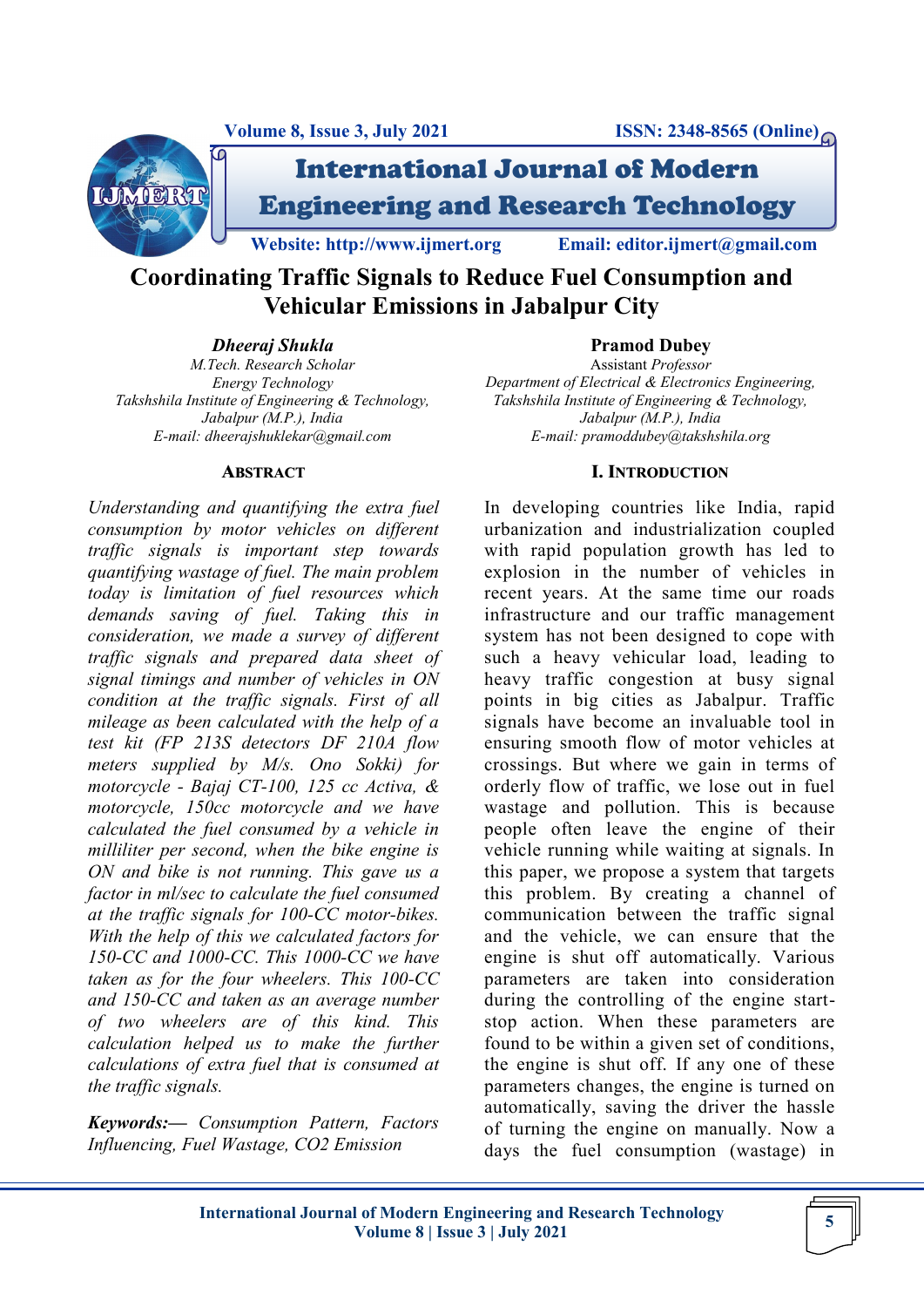# Coordinating Traffic Signals to Reduce Fuel Consumption and Vehicular Emissions in Jabalpur City

***Dheeraj Shukla***
*M.Tech. Research Scholar*
*Energy Technology*
*Takshshila Institute of Engineering & Technology,*
*Jabalpur (M.P.), India*
*E-mail: dheerajshuklekar@gmail.com*

**Pramod Dubey**
Assistant *Professor*
*Department of Electrical & Electronics Engineering,*
*Takshshila Institute of Engineering & Technology,*
*Jabalpur (M.P.), India*
*E-mail: pramoddubey@takshshila.org*

## ABSTRACT

*Understanding and quantifying the extra fuel consumption by motor vehicles on different traffic signals is important step towards quantifying wastage of fuel. The main problem today is limitation of fuel resources which demands saving of fuel. Taking this in consideration, we made a survey of different traffic signals and prepared data sheet of signal timings and number of vehicles in ON condition at the traffic signals. First of all mileage as been calculated with the help of a test kit (FP 213S detectors DF 210A flow meters supplied by M/s. Ono Sokki) for motorcycle - Bajaj CT-100, 125 cc Activa, & motorcycle, 150cc motorcycle and we have calculated the fuel consumed by a vehicle in milliliter per second, when the bike engine is ON and bike is not running. This gave us a factor in ml/sec to calculate the fuel consumed at the traffic signals for 100-CC motor-bikes. With the help of this we calculated factors for 150-CC and 1000-CC. This 1000-CC we have taken as for the four wheelers. This 100-CC and 150-CC and taken as an average number of two wheelers are of this kind. This calculation helped us to make the further calculations of extra fuel that is consumed at the traffic signals.*

***Keywords:—*** *Consumption Pattern, Factors Influencing, Fuel Wastage, CO2 Emission*

## I. INTRODUCTION

In developing countries like India, rapid urbanization and industrialization coupled with rapid population growth has led to explosion in the number of vehicles in recent years. At the same time our roads infrastructure and our traffic management system has not been designed to cope with such a heavy vehicular load, leading to heavy traffic congestion at busy signal points in big cities as Jabalpur. Traffic signals have become an invaluable tool in ensuring smooth flow of motor vehicles at crossings. But where we gain in terms of orderly flow of traffic, we lose out in fuel wastage and pollution. This is because people often leave the engine of their vehicle running while waiting at signals. In this paper, we propose a system that targets this problem. By creating a channel of communication between the traffic signal and the vehicle, we can ensure that the engine is shut off automatically. Various parameters are taken into consideration during the controlling of the engine start-stop action. When these parameters are found to be within a given set of conditions, the engine is shut off. If any one of these parameters changes, the engine is turned on automatically, saving the driver the hassle of turning the engine on manually. Now a days the fuel consumption (wastage) in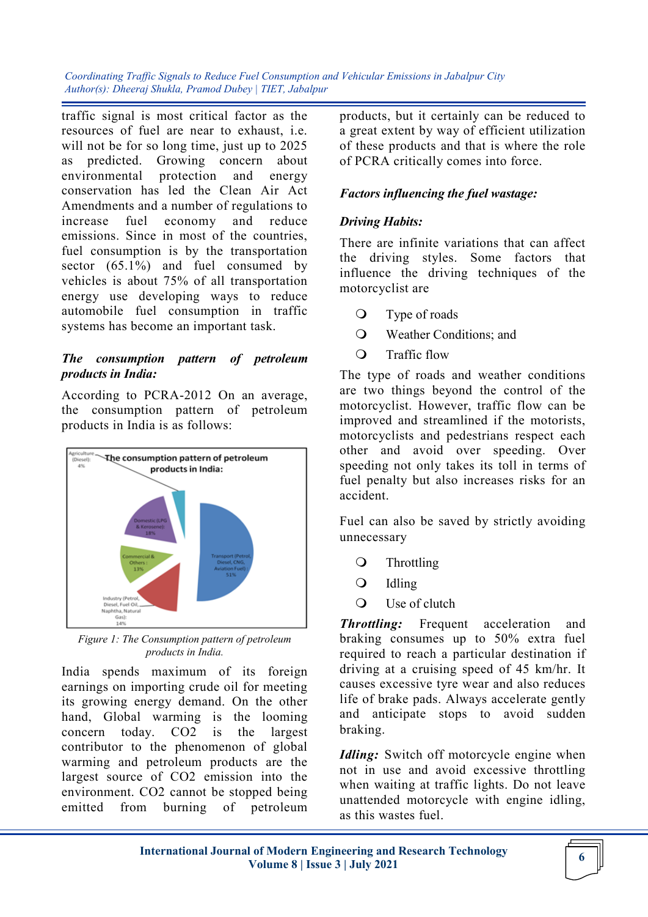traffic signal is most critical factor as the resources of fuel are near to exhaust, i.e. will not be for so long time, just up to 2025 as predicted. Growing concern about environmental protection and energy conservation has led the Clean Air Act Amendments and a number of regulations to increase fuel economy and reduce emissions. Since in most of the countries, fuel consumption is by the transportation sector (65.1%) and fuel consumed by vehicles is about 75% of all transportation energy use developing ways to reduce automobile fuel consumption in traffic systems has become an important task.

### *The consumption pattern of petroleum products in India:*

According to PCRA-2012 On an average, the consumption pattern of petroleum products in India is as follows:

The consumption pattern of petroleum products in India:

Agriculture (Diesel): 4%
Domestic (LPG & Kerosene): 18%
Commercial & Others: 13%
Industry (Petrol, Diesel, Fuel Oil, Naphtha, Natural Gas): 14%
Transport (Petrol, Diesel, CNG, Aviation Fuel): 51%

*Figure 1: The Consumption pattern of petroleum products in India.*

India spends maximum of its foreign earnings on importing crude oil for meeting its growing energy demand. On the other hand, Global warming is the looming concern today. $CO_2$ is the largest contributor to the phenomenon of global warming and petroleum products are the largest source of $CO_2$ emission into the environment. $CO_2$ cannot be stopped being emitted from burning of petroleum products, but it certainly can be reduced to a great extent by way of efficient utilization of these products and that is where the role of PCRA critically comes into force.

### *Factors influencing the fuel wastage:*

#### *Driving Habits:*

There are infinite variations that can affect the driving styles. Some factors that influence the driving techniques of the motorcyclist are

- Type of roads
- Weather Conditions; and
- Traffic flow

The type of roads and weather conditions are two things beyond the control of the motorcyclist. However, traffic flow can be improved and streamlined if the motorists, motorcyclists and pedestrians respect each other and avoid over speeding. Over speeding not only takes its toll in terms of fuel penalty but also increases risks for an accident.

Fuel can also be saved by strictly avoiding unnecessary

- Throttling
- Idling
- Use of clutch

***Throttling:*** Frequent acceleration and braking consumes up to 50% extra fuel required to reach a particular destination if driving at a cruising speed of 45 km/hr. It causes excessive tyre wear and also reduces life of brake pads. Always accelerate gently and anticipate stops to avoid sudden braking.

***Idling:*** Switch off motorcycle engine when not in use and avoid excessive throttling when waiting at traffic lights. Do not leave unattended motorcycle with engine idling, as this wastes fuel.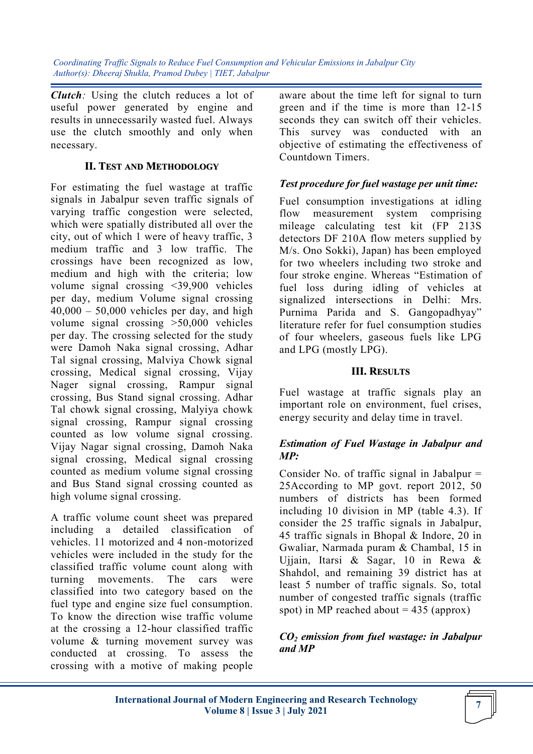***Clutch**:* Using the clutch reduces a lot of useful power generated by engine and results in unnecessarily wasted fuel. Always use the clutch smoothly and only when necessary.

## II. Test and Methodology

For estimating the fuel wastage at traffic signals in Jabalpur seven traffic signals of varying traffic congestion were selected, which were spatially distributed all over the city, out of which 1 were of heavy traffic, 3 medium traffic and 3 low traffic. The crossings have been recognized as low, medium and high with the criteria; low volume signal crossing <39,900 vehicles per day, medium Volume signal crossing 40,000 – 50,000 vehicles per day, and high volume signal crossing >50,000 vehicles per day. The crossing selected for the study were Damoh Naka signal crossing, Adhar Tal signal crossing, Malviya Chowk signal crossing, Medical signal crossing, Vijay Nager signal crossing, Rampur signal crossing, Bus Stand signal crossing. Adhar Tal chowk signal crossing, Malyiya chowk signal crossing, Rampur signal crossing counted as low volume signal crossing. Vijay Nagar signal crossing, Damoh Naka signal crossing, Medical signal crossing counted as medium volume signal crossing and Bus Stand signal crossing counted as high volume signal crossing.

A traffic volume count sheet was prepared including a detailed classification of vehicles. 11 motorized and 4 non-motorized vehicles were included in the study for the classified traffic volume count along with turning movements. The cars were classified into two category based on the fuel type and engine size fuel consumption. To know the direction wise traffic volume at the crossing a 12-hour classified traffic volume & turning movement survey was conducted at crossing. To assess the crossing with a motive of making people aware about the time left for signal to turn green and if the time is more than 12-15 seconds they can switch off their vehicles. This survey was conducted with an objective of estimating the effectiveness of Countdown Timers.

### *Test procedure for fuel wastage per unit time:*

Fuel consumption investigations at idling flow measurement system comprising mileage calculating test kit (FP 213S detectors DF 210A flow meters supplied by M/s. Ono Sokki), Japan) has been employed for two wheelers including two stroke and four stroke engine. Whereas "Estimation of fuel loss during idling of vehicles at signalized intersections in Delhi: Mrs. Purnima Parida and S. Gangopadhyay" literature refer for fuel consumption studies of four wheelers, gaseous fuels like LPG and LPG (mostly LPG).

## III. Results

Fuel wastage at traffic signals play an important role on environment, fuel crises, energy security and delay time in travel.

### *Estimation of Fuel Wastage in Jabalpur and MP:*

Consider No. of traffic signal in Jabalpur = 25According to MP govt. report 2012, 50 numbers of districts has been formed including 10 division in MP (table 4.3). If consider the 25 traffic signals in Jabalpur, 45 traffic signals in Bhopal & Indore, 20 in Gwaliar, Narmada puram & Chambal, 15 in Ujjain, Itarsi & Sagar, 10 in Rewa & Shahdol, and remaining 39 district has at least 5 number of traffic signals. So, total number of congested traffic signals (traffic spot) in MP reached about = 435 (approx)

### *$CO_2$ emission from fuel wastage: in Jabalpur and MP*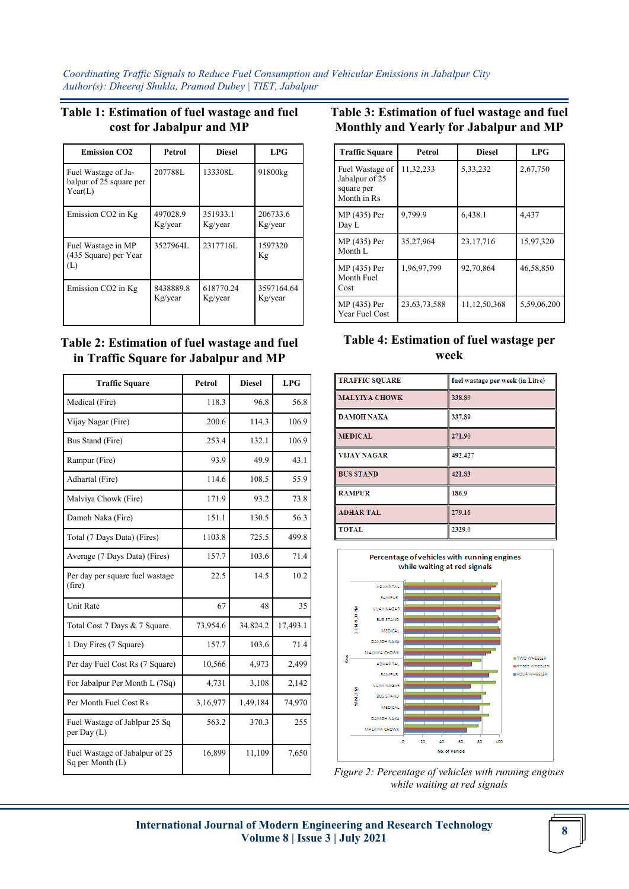## Table 1: Estimation of fuel wastage and fuel cost for Jabalpur and MP

| Emission $CO_2$ | Petrol | Diesel | LPG |
|---|---|---|---|
| Fuel Wastage of Jabalpur of 25 square per Year(L) | 207788L | 133308L | 91800kg |
| Emission $CO_2$ in Kg | 497028.9 Kg/year | 351933.1 Kg/year | 206733.6 Kg/year |
| Fuel Wastage in MP (435 Square) per Year (L) | 3527964L | 2317716L | 1597320 Kg |
| Emission $CO_2$ in Kg | 8438889.8 Kg/year | 618770.24 Kg/year | 3597164.64 Kg/year |

## Table 2: Estimation of fuel wastage and fuel in Traffic Square for Jabalpur and MP

| Traffic Square | Petrol | Diesel | LPG |
|---|---|---|---|
| Medical (Fire) | 118.3 | 96.8 | 56.8 |
| Vijay Nagar (Fire) | 200.6 | 114.3 | 106.9 |
| Bus Stand (Fire) | 253.4 | 132.1 | 106.9 |
| Rampur (Fire) | 93.9 | 49.9 | 43.1 |
| Adhartal (Fire) | 114.6 | 108.5 | 55.9 |
| Malviya Chowk (Fire) | 171.9 | 93.2 | 73.8 |
| Damoh Naka (Fire) | 151.1 | 130.5 | 56.3 |
| Total (7 Days Data) (Fires) | 1103.8 | 725.5 | 499.8 |
| Average (7 Days Data) (Fires) | 157.7 | 103.6 | 71.4 |
| Per day per square fuel wastage (fire) | 22.5 | 14.5 | 10.2 |
| Unit Rate | 67 | 48 | 35 |
| Total Cost 7 Days & 7 Square | 73,954.6 | 34.824.2 | 17,493.1 |
| 1 Day Fires (7 Square) | 157.7 | 103.6 | 71.4 |
| Per day Fuel Cost Rs (7 Square) | 10,566 | 4,973 | 2,499 |
| For Jabalpur Per Month L (7Sq) | 4,731 | 3,108 | 2,142 |
| Per Month Fuel Cost Rs | 3,16,977 | 1,49,184 | 74,970 |
| Fuel Wastage of Jablpur 25 Sq per Day (L) | 563.2 | 370.3 | 255 |
| Fuel Wastage of Jabalpur of 25 Sq per Month (L) | 16,899 | 11,109 | 7,650 |

## Table 3: Estimation of fuel wastage and fuel Monthly and Yearly for Jabalpur and MP

| Traffic Square | Petrol | Diesel | LPG |
|---|---|---|---|
| Fuel Wastage of Jabalpur of 25 square per Month in Rs | 11,32,233 | 5,33,232 | 2,67,750 |
| MP (435) Per Day L | 9,799.9 | 6,438.1 | 4,437 |
| MP (435) Per Month L | 35,27,964 | 23,17,716 | 15,97,320 |
| MP (435) Per Month Fuel Cost | 1,96,97,799 | 92,70,864 | 46,58,850 |
| MP (435) Per Year Fuel Cost | 23,63,73,588 | 11,12,50,368 | 5,59,06,200 |

## Table 4: Estimation of fuel wastage per week

| TRAFFIC SQUARE | fuel wastage per week (in Litre) |
|---|---|
| MALYIYA CHOWK | 338.89 |
| DAMOH NAKA | 337.89 |
| MEDICAL | 271.90 |
| VIJAY NAGAR | 492.427 |
| BUS STAND | 421.83 |
| RAMPUR | 186.9 |
| ADHAR TAL | 279.16 |
| TOTAL | 2329.0 |

*Figure 2: Percentage of vehicles with running engines while waiting at red signals*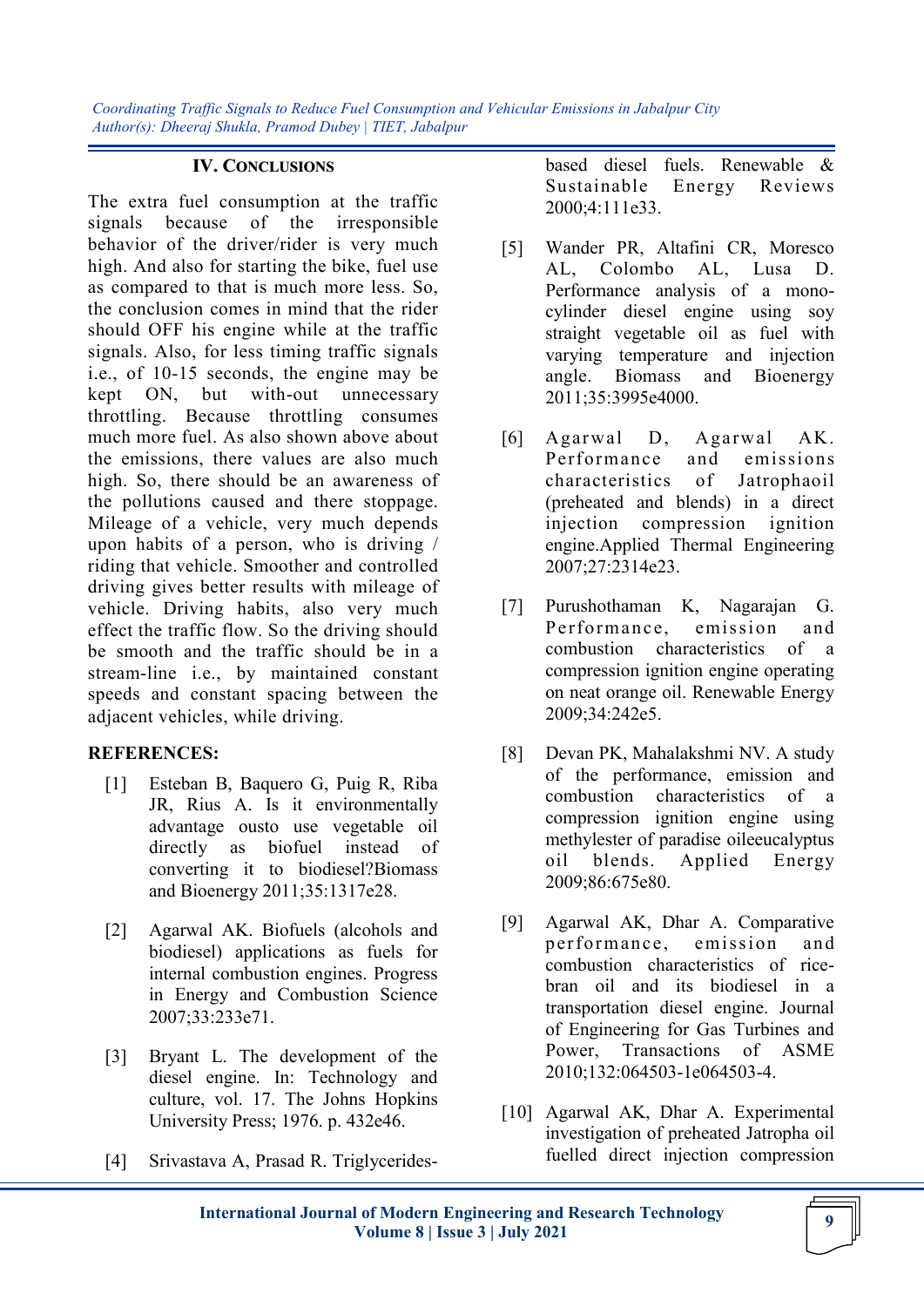## IV. CONCLUSIONS

The extra fuel consumption at the traffic signals because of the irresponsible behavior of the driver/rider is very much high. And also for starting the bike, fuel use as compared to that is much more less. So, the conclusion comes in mind that the rider should OFF his engine while at the traffic signals. Also, for less timing traffic signals i.e., of 10-15 seconds, the engine may be kept ON, but with-out unnecessary throttling. Because throttling consumes much more fuel. As also shown above about the emissions, there values are also much high. So, there should be an awareness of the pollutions caused and there stoppage. Mileage of a vehicle, very much depends upon habits of a person, who is driving / riding that vehicle. Smoother and controlled driving gives better results with mileage of vehicle. Driving habits, also very much effect the traffic flow. So the driving should be smooth and the traffic should be in a stream-line i.e., by maintained constant speeds and constant spacing between the adjacent vehicles, while driving.

## REFERENCES:

[1] Esteban B, Baquero G, Puig R, Riba JR, Rius A. Is it environmentally advantage ousto use vegetable oil directly as biofuel instead of converting it to biodiesel?Biomass and Bioenergy 2011;35:1317e28.

[2] Agarwal AK. Biofuels (alcohols and biodiesel) applications as fuels for internal combustion engines. Progress in Energy and Combustion Science 2007;33:233e71.

[3] Bryant L. The development of the diesel engine. In: Technology and culture, vol. 17. The Johns Hopkins University Press; 1976. p. 432e46.

[4] Srivastava A, Prasad R. Triglycerides-based diesel fuels. Renewable & Sustainable Energy Reviews 2000;4:111e33.

[5] Wander PR, Altafini CR, Moresco AL, Colombo AL, Lusa D. Performance analysis of a mono-cylinder diesel engine using soy straight vegetable oil as fuel with varying temperature and injection angle. Biomass and Bioenergy 2011;35:3995e4000.

[6] Agarwal D, Agarwal AK. Performance and emissions characteristics of Jatrophaoil (preheated and blends) in a direct injection compression ignition engine.Applied Thermal Engineering 2007;27:2314e23.

[7] Purushothaman K, Nagarajan G. Performance, emission and combustion characteristics of a compression ignition engine operating on neat orange oil. Renewable Energy 2009;34:242e5.

[8] Devan PK, Mahalakshmi NV. A study of the performance, emission and combustion characteristics of a compression ignition engine using methylester of paradise oileeucalyptus oil blends. Applied Energy 2009;86:675e80.

[9] Agarwal AK, Dhar A. Comparative performance, emission and combustion characteristics of rice-bran oil and its biodiesel in a transportation diesel engine. Journal of Engineering for Gas Turbines and Power, Transactions of ASME 2010;132:064503-1e064503-4.

[10] Agarwal AK, Dhar A. Experimental investigation of preheated Jatropha oil fuelled direct injection compression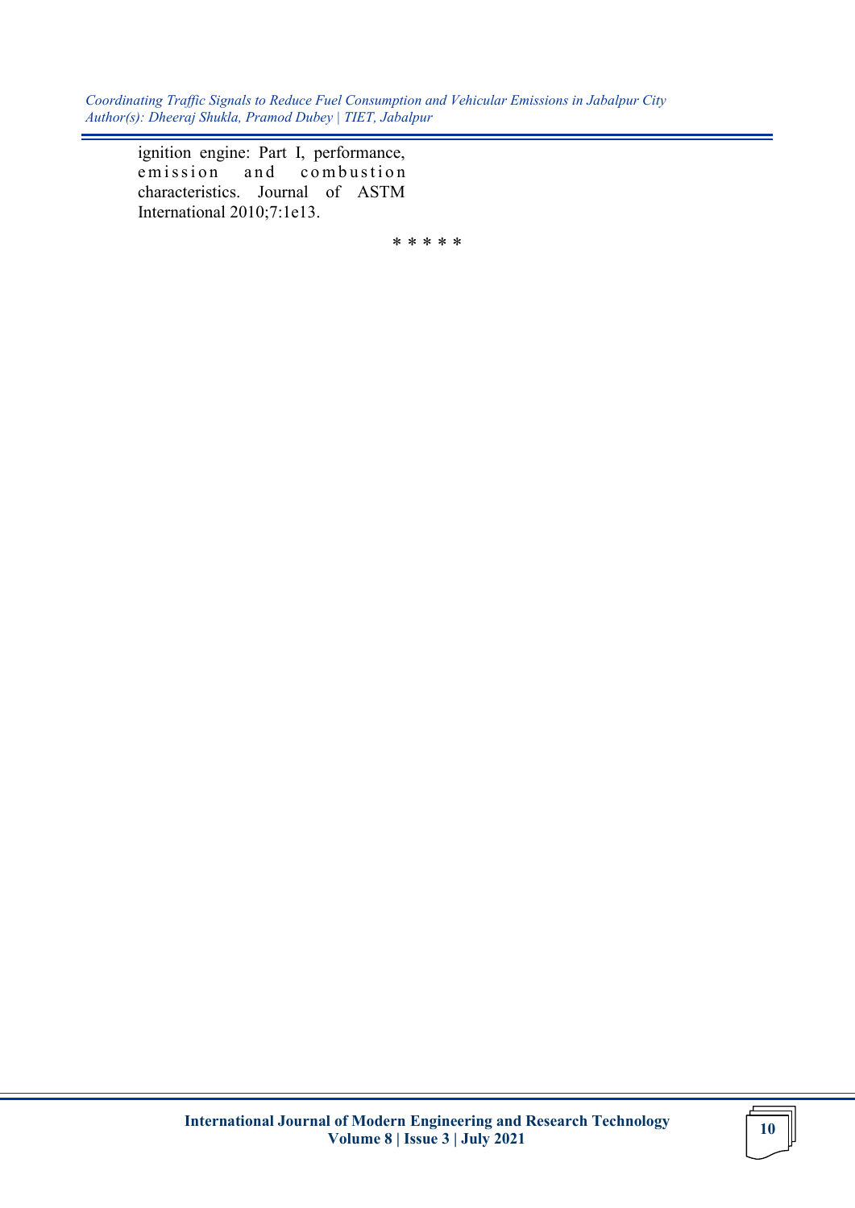ignition engine: Part I, performance, emission and combustion characteristics. Journal of ASTM International 2010;7:1e13.

* * * * *